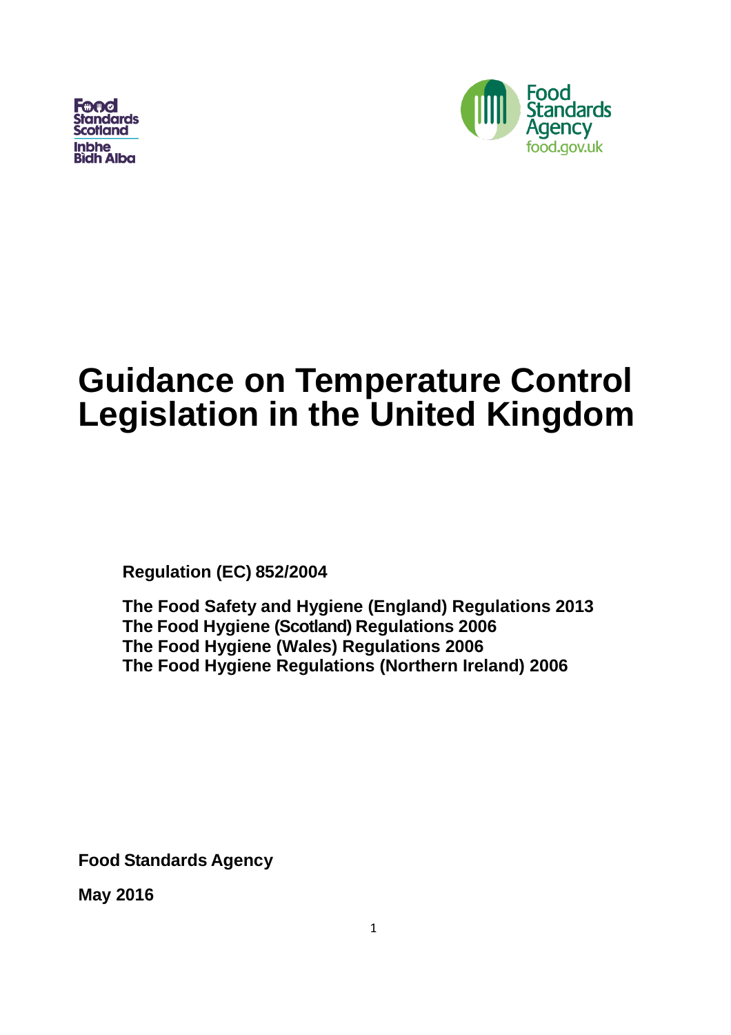Food Standards Scotland

Inbhe Bidh Alba

Food Standards Agency

food.gov.uk

# Guidance on Temperature Control Legislation in the United Kingdom

**Regulation (EC) 852/2004**

**The Food Safety and Hygiene (England) Regulations 2013**
**The Food Hygiene (Scotland) Regulations 2006**
**The Food Hygiene (Wales) Regulations 2006**
**The Food Hygiene Regulations (Northern Ireland) 2006**

**Food Standards Agency**

**May 2016**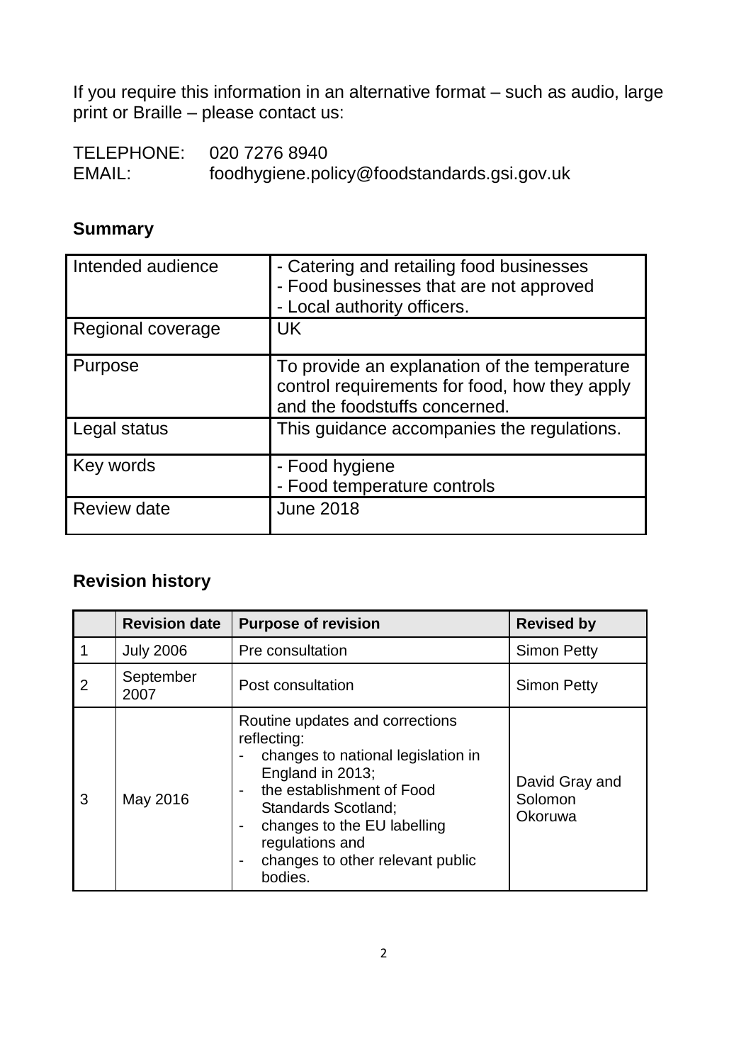If you require this information in an alternative format – such as audio, large print or Braille – please contact us:

TELEPHONE: 020 7276 8940
EMAIL: foodhygiene.policy@foodstandards.gsi.gov.uk

## Summary

| | |
|---|---|
| Intended audience | - Catering and retailing food businesses<br>- Food businesses that are not approved<br>- Local authority officers. |
| Regional coverage | UK |
| Purpose | To provide an explanation of the temperature control requirements for food, how they apply and the foodstuffs concerned. |
| Legal status | This guidance accompanies the regulations. |
| Key words | - Food hygiene<br>- Food temperature controls |
| Review date | June 2018 |

## Revision history

| | Revision date | Purpose of revision | Revised by |
|---|---|---|---|
| 1 | July 2006 | Pre consultation | Simon Petty |
| 2 | September 2007 | Post consultation | Simon Petty |
| 3 | May 2016 | Routine updates and corrections reflecting:<br>- changes to national legislation in England in 2013;<br>- the establishment of Food Standards Scotland;<br>- changes to the EU labelling regulations and<br>- changes to other relevant public bodies. | David Gray and Solomon Okoruwa |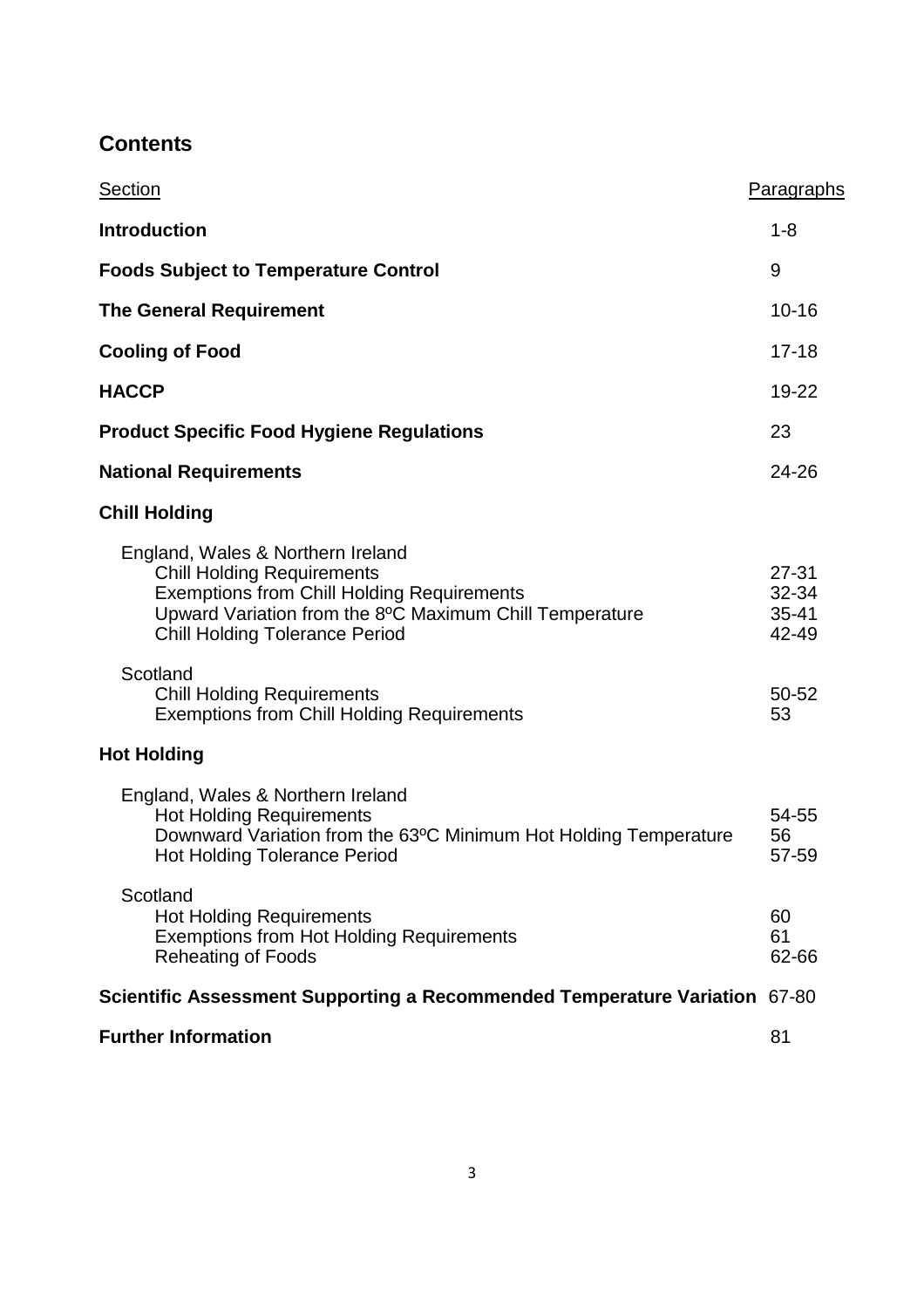## Contents

| Section | Paragraphs |
|---|---|
| **Introduction** | 1-8 |
| **Foods Subject to Temperature Control** | 9 |
| **The General Requirement** | 10-16 |
| **Cooling of Food** | 17-18 |
| **HACCP** | 19-22 |
| **Product Specific Food Hygiene Regulations** | 23 |
| **National Requirements** | 24-26 |
| **Chill Holding** | |
| England, Wales & Northern Ireland | |
| Chill Holding Requirements | 27-31 |
| Exemptions from Chill Holding Requirements | 32-34 |
| Upward Variation from the 8ºC Maximum Chill Temperature | 35-41 |
| Chill Holding Tolerance Period | 42-49 |
| Scotland | |
| Chill Holding Requirements | 50-52 |
| Exemptions from Chill Holding Requirements | 53 |
| **Hot Holding** | |
| England, Wales & Northern Ireland | |
| Hot Holding Requirements | 54-55 |
| Downward Variation from the 63ºC Minimum Hot Holding Temperature | 56 |
| Hot Holding Tolerance Period | 57-59 |
| Scotland | |
| Hot Holding Requirements | 60 |
| Exemptions from Hot Holding Requirements | 61 |
| Reheating of Foods | 62-66 |
| **Scientific Assessment Supporting a Recommended Temperature Variation** | 67-80 |
| **Further Information** | 81 |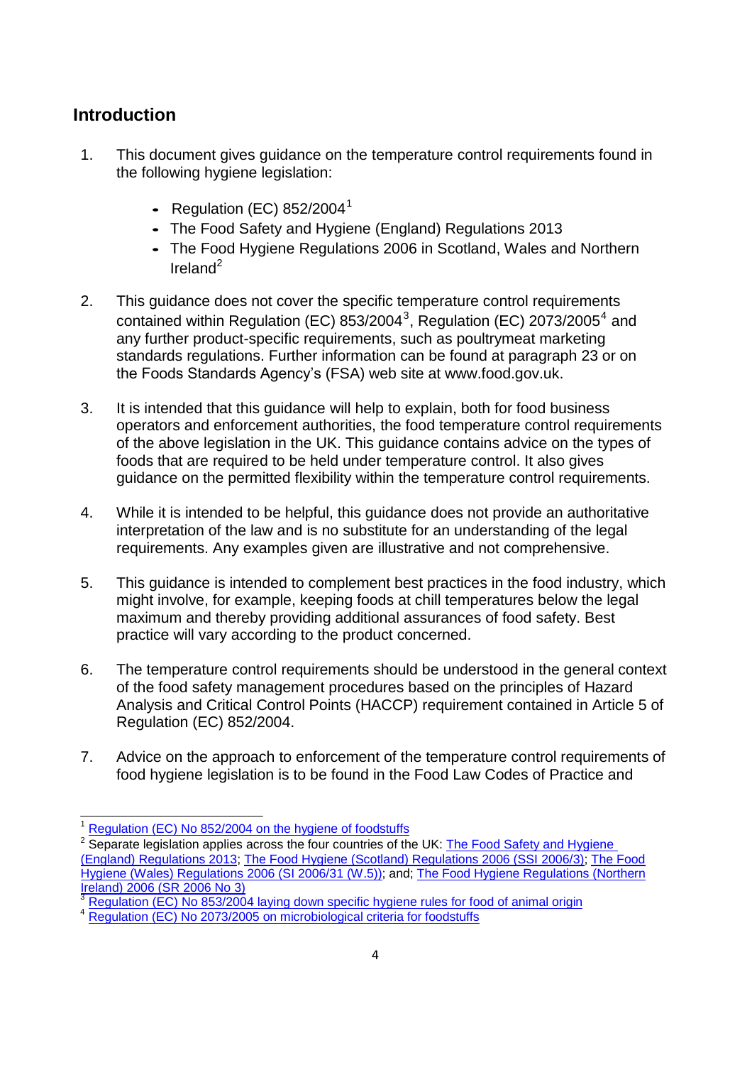## Introduction

1. This document gives guidance on the temperature control requirements found in the following hygiene legislation:

   - Regulation (EC) 852/2004[1]
   - The Food Safety and Hygiene (England) Regulations 2013
   - The Food Hygiene Regulations 2006 in Scotland, Wales and Northern Ireland[2]

2. This guidance does not cover the specific temperature control requirements contained within Regulation (EC) 853/2004[3], Regulation (EC) 2073/2005[4] and any further product-specific requirements, such as poultrymeat marketing standards regulations. Further information can be found at paragraph 23 or on the Foods Standards Agency's (FSA) web site at www.food.gov.uk.

3. It is intended that this guidance will help to explain, both for food business operators and enforcement authorities, the food temperature control requirements of the above legislation in the UK. This guidance contains advice on the types of foods that are required to be held under temperature control. It also gives guidance on the permitted flexibility within the temperature control requirements.

4. While it is intended to be helpful, this guidance does not provide an authoritative interpretation of the law and is no substitute for an understanding of the legal requirements. Any examples given are illustrative and not comprehensive.

5. This guidance is intended to complement best practices in the food industry, which might involve, for example, keeping foods at chill temperatures below the legal maximum and thereby providing additional assurances of food safety. Best practice will vary according to the product concerned.

6. The temperature control requirements should be understood in the general context of the food safety management procedures based on the principles of Hazard Analysis and Critical Control Points (HACCP) requirement contained in Article 5 of Regulation (EC) 852/2004.

7. Advice on the approach to enforcement of the temperature control requirements of food hygiene legislation is to be found in the Food Law Codes of Practice and

---

[1] Regulation (EC) No 852/2004 on the hygiene of foodstuffs

[2] Separate legislation applies across the four countries of the UK: The Food Safety and Hygiene (England) Regulations 2013; The Food Hygiene (Scotland) Regulations 2006 (SSI 2006/3); The Food Hygiene (Wales) Regulations 2006 (SI 2006/31 (W.5)); and; The Food Hygiene Regulations (Northern Ireland) 2006 (SR 2006 No 3)

[3] Regulation (EC) No 853/2004 laying down specific hygiene rules for food of animal origin

[4] Regulation (EC) No 2073/2005 on microbiological criteria for foodstuffs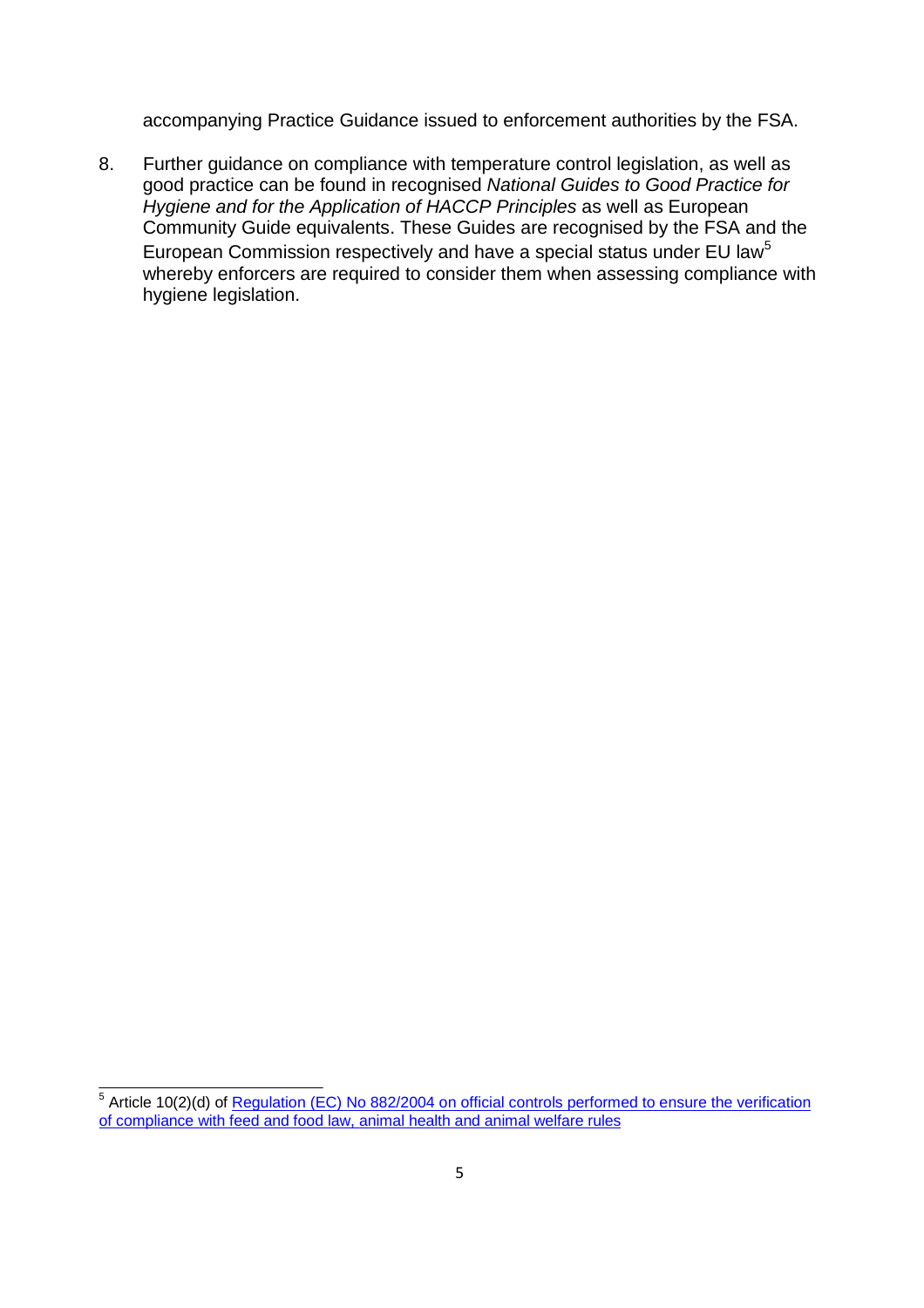accompanying Practice Guidance issued to enforcement authorities by the FSA.

8. Further guidance on compliance with temperature control legislation, as well as good practice can be found in recognised *National Guides to Good Practice for Hygiene and for the Application of HACCP Principles* as well as European Community Guide equivalents. These Guides are recognised by the FSA and the European Commission respectively and have a special status under EU law[5] whereby enforcers are required to consider them when assessing compliance with hygiene legislation.

---

[5] Article 10(2)(d) of [Regulation (EC) No 882/2004 on official controls performed to ensure the verification of compliance with feed and food law, animal health and animal welfare rules]()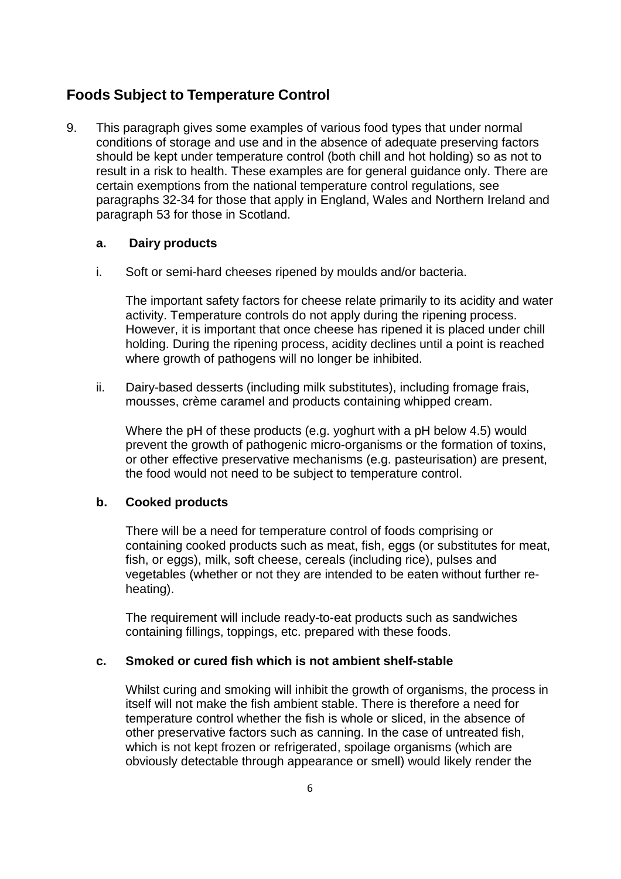## Foods Subject to Temperature Control

9. This paragraph gives some examples of various food types that under normal conditions of storage and use and in the absence of adequate preserving factors should be kept under temperature control (both chill and hot holding) so as not to result in a risk to health. These examples are for general guidance only. There are certain exemptions from the national temperature control regulations, see paragraphs 32-34 for those that apply in England, Wales and Northern Ireland and paragraph 53 for those in Scotland.

   **a. Dairy products**

   i. Soft or semi-hard cheeses ripened by moulds and/or bacteria.

      The important safety factors for cheese relate primarily to its acidity and water activity. Temperature controls do not apply during the ripening process. However, it is important that once cheese has ripened it is placed under chill holding. During the ripening process, acidity declines until a point is reached where growth of pathogens will no longer be inhibited.

   ii. Dairy-based desserts (including milk substitutes), including fromage frais, mousses, crème caramel and products containing whipped cream.

      Where the pH of these products (e.g. yoghurt with a pH below 4.5) would prevent the growth of pathogenic micro-organisms or the formation of toxins, or other effective preservative mechanisms (e.g. pasteurisation) are present, the food would not need to be subject to temperature control.

   **b. Cooked products**

   There will be a need for temperature control of foods comprising or containing cooked products such as meat, fish, eggs (or substitutes for meat, fish, or eggs), milk, soft cheese, cereals (including rice), pulses and vegetables (whether or not they are intended to be eaten without further re-heating).

   The requirement will include ready-to-eat products such as sandwiches containing fillings, toppings, etc. prepared with these foods.

   **c. Smoked or cured fish which is not ambient shelf-stable**

   Whilst curing and smoking will inhibit the growth of organisms, the process in itself will not make the fish ambient stable. There is therefore a need for temperature control whether the fish is whole or sliced, in the absence of other preservative factors such as canning. In the case of untreated fish, which is not kept frozen or refrigerated, spoilage organisms (which are obviously detectable through appearance or smell) would likely render the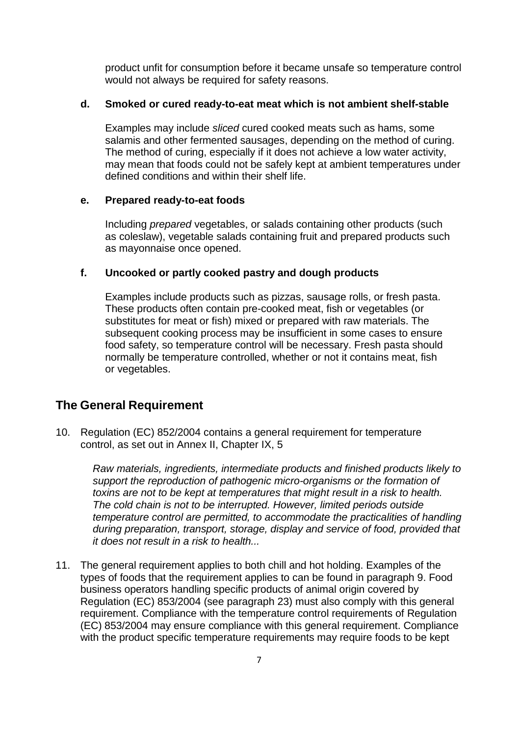product unfit for consumption before it became unsafe so temperature control would not always be required for safety reasons.

**d. Smoked or cured ready-to-eat meat which is not ambient shelf-stable**

Examples may include *sliced* cured cooked meats such as hams, some salamis and other fermented sausages, depending on the method of curing. The method of curing, especially if it does not achieve a low water activity, may mean that foods could not be safely kept at ambient temperatures under defined conditions and within their shelf life.

**e. Prepared ready-to-eat foods**

Including *prepared* vegetables, or salads containing other products (such as coleslaw), vegetable salads containing fruit and prepared products such as mayonnaise once opened.

**f. Uncooked or partly cooked pastry and dough products**

Examples include products such as pizzas, sausage rolls, or fresh pasta. These products often contain pre-cooked meat, fish or vegetables (or substitutes for meat or fish) mixed or prepared with raw materials. The subsequent cooking process may be insufficient in some cases to ensure food safety, so temperature control will be necessary. Fresh pasta should normally be temperature controlled, whether or not it contains meat, fish or vegetables.

## The General Requirement

10. Regulation (EC) 852/2004 contains a general requirement for temperature control, as set out in Annex II, Chapter IX, 5

*Raw materials, ingredients, intermediate products and finished products likely to support the reproduction of pathogenic micro-organisms or the formation of toxins are not to be kept at temperatures that might result in a risk to health. The cold chain is not to be interrupted. However, limited periods outside temperature control are permitted, to accommodate the practicalities of handling during preparation, transport, storage, display and service of food, provided that it does not result in a risk to health...*

11. The general requirement applies to both chill and hot holding. Examples of the types of foods that the requirement applies to can be found in paragraph 9. Food business operators handling specific products of animal origin covered by Regulation (EC) 853/2004 (see paragraph 23) must also comply with this general requirement. Compliance with the temperature control requirements of Regulation (EC) 853/2004 may ensure compliance with this general requirement. Compliance with the product specific temperature requirements may require foods to be kept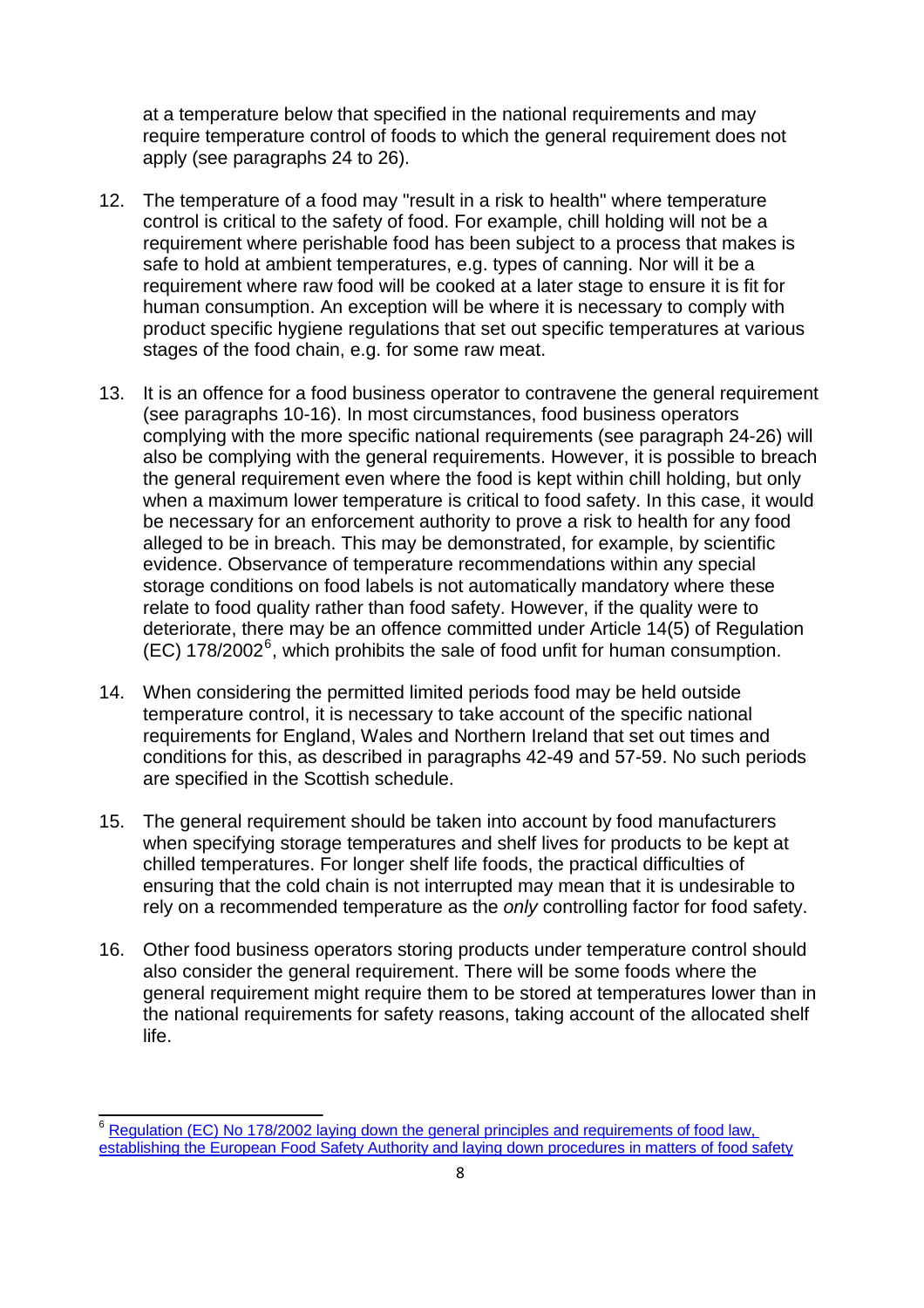at a temperature below that specified in the national requirements and may require temperature control of foods to which the general requirement does not apply (see paragraphs 24 to 26).

12. The temperature of a food may "result in a risk to health" where temperature control is critical to the safety of food. For example, chill holding will not be a requirement where perishable food has been subject to a process that makes is safe to hold at ambient temperatures, e.g. types of canning. Nor will it be a requirement where raw food will be cooked at a later stage to ensure it is fit for human consumption. An exception will be where it is necessary to comply with product specific hygiene regulations that set out specific temperatures at various stages of the food chain, e.g. for some raw meat.

13. It is an offence for a food business operator to contravene the general requirement (see paragraphs 10-16). In most circumstances, food business operators complying with the more specific national requirements (see paragraph 24-26) will also be complying with the general requirements. However, it is possible to breach the general requirement even where the food is kept within chill holding, but only when a maximum lower temperature is critical to food safety. In this case, it would be necessary for an enforcement authority to prove a risk to health for any food alleged to be in breach. This may be demonstrated, for example, by scientific evidence. Observance of temperature recommendations within any special storage conditions on food labels is not automatically mandatory where these relate to food quality rather than food safety. However, if the quality were to deteriorate, there may be an offence committed under Article 14(5) of Regulation (EC) 178/2002[6], which prohibits the sale of food unfit for human consumption.

14. When considering the permitted limited periods food may be held outside temperature control, it is necessary to take account of the specific national requirements for England, Wales and Northern Ireland that set out times and conditions for this, as described in paragraphs 42-49 and 57-59. No such periods are specified in the Scottish schedule.

15. The general requirement should be taken into account by food manufacturers when specifying storage temperatures and shelf lives for products to be kept at chilled temperatures. For longer shelf life foods, the practical difficulties of ensuring that the cold chain is not interrupted may mean that it is undesirable to rely on a recommended temperature as the *only* controlling factor for food safety.

16. Other food business operators storing products under temperature control should also consider the general requirement. There will be some foods where the general requirement might require them to be stored at temperatures lower than in the national requirements for safety reasons, taking account of the allocated shelf life.

---

[6] Regulation (EC) No 178/2002 laying down the general principles and requirements of food law, establishing the European Food Safety Authority and laying down procedures in matters of food safety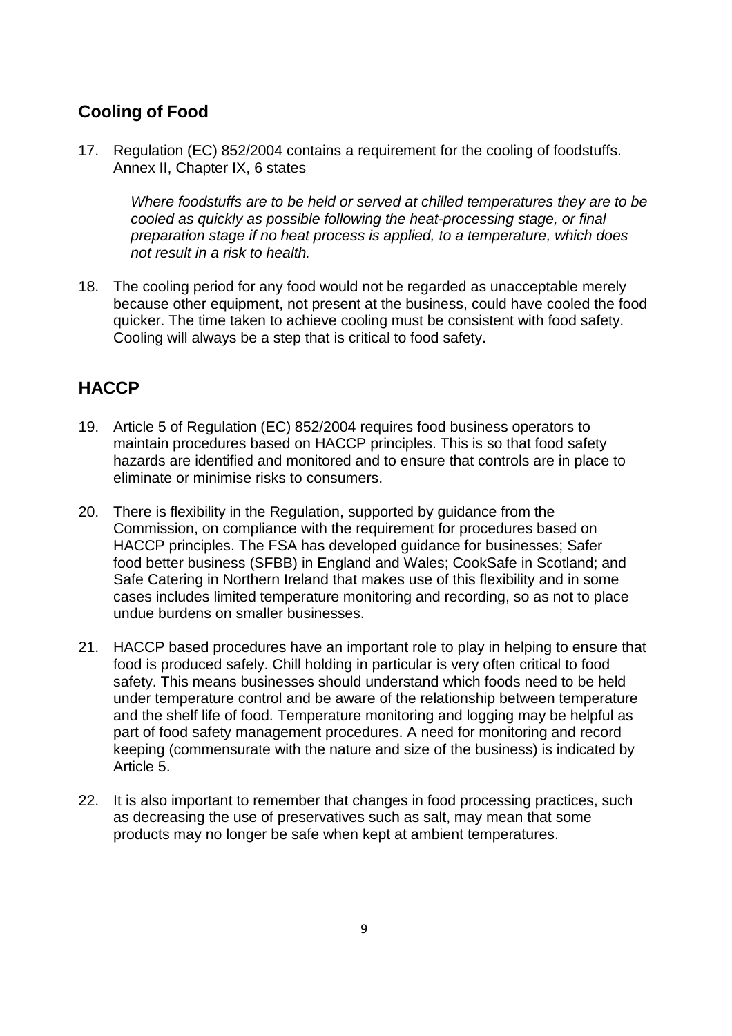## Cooling of Food

17. Regulation (EC) 852/2004 contains a requirement for the cooling of foodstuffs. Annex II, Chapter IX, 6 states

    *Where foodstuffs are to be held or served at chilled temperatures they are to be cooled as quickly as possible following the heat-processing stage, or final preparation stage if no heat process is applied, to a temperature, which does not result in a risk to health.*

18. The cooling period for any food would not be regarded as unacceptable merely because other equipment, not present at the business, could have cooled the food quicker. The time taken to achieve cooling must be consistent with food safety. Cooling will always be a step that is critical to food safety.

## HACCP

19. Article 5 of Regulation (EC) 852/2004 requires food business operators to maintain procedures based on HACCP principles. This is so that food safety hazards are identified and monitored and to ensure that controls are in place to eliminate or minimise risks to consumers.

20. There is flexibility in the Regulation, supported by guidance from the Commission, on compliance with the requirement for procedures based on HACCP principles. The FSA has developed guidance for businesses; Safer food better business (SFBB) in England and Wales; CookSafe in Scotland; and Safe Catering in Northern Ireland that makes use of this flexibility and in some cases includes limited temperature monitoring and recording, so as not to place undue burdens on smaller businesses.

21. HACCP based procedures have an important role to play in helping to ensure that food is produced safely. Chill holding in particular is very often critical to food safety. This means businesses should understand which foods need to be held under temperature control and be aware of the relationship between temperature and the shelf life of food. Temperature monitoring and logging may be helpful as part of food safety management procedures. A need for monitoring and record keeping (commensurate with the nature and size of the business) is indicated by Article 5.

22. It is also important to remember that changes in food processing practices, such as decreasing the use of preservatives such as salt, may mean that some products may no longer be safe when kept at ambient temperatures.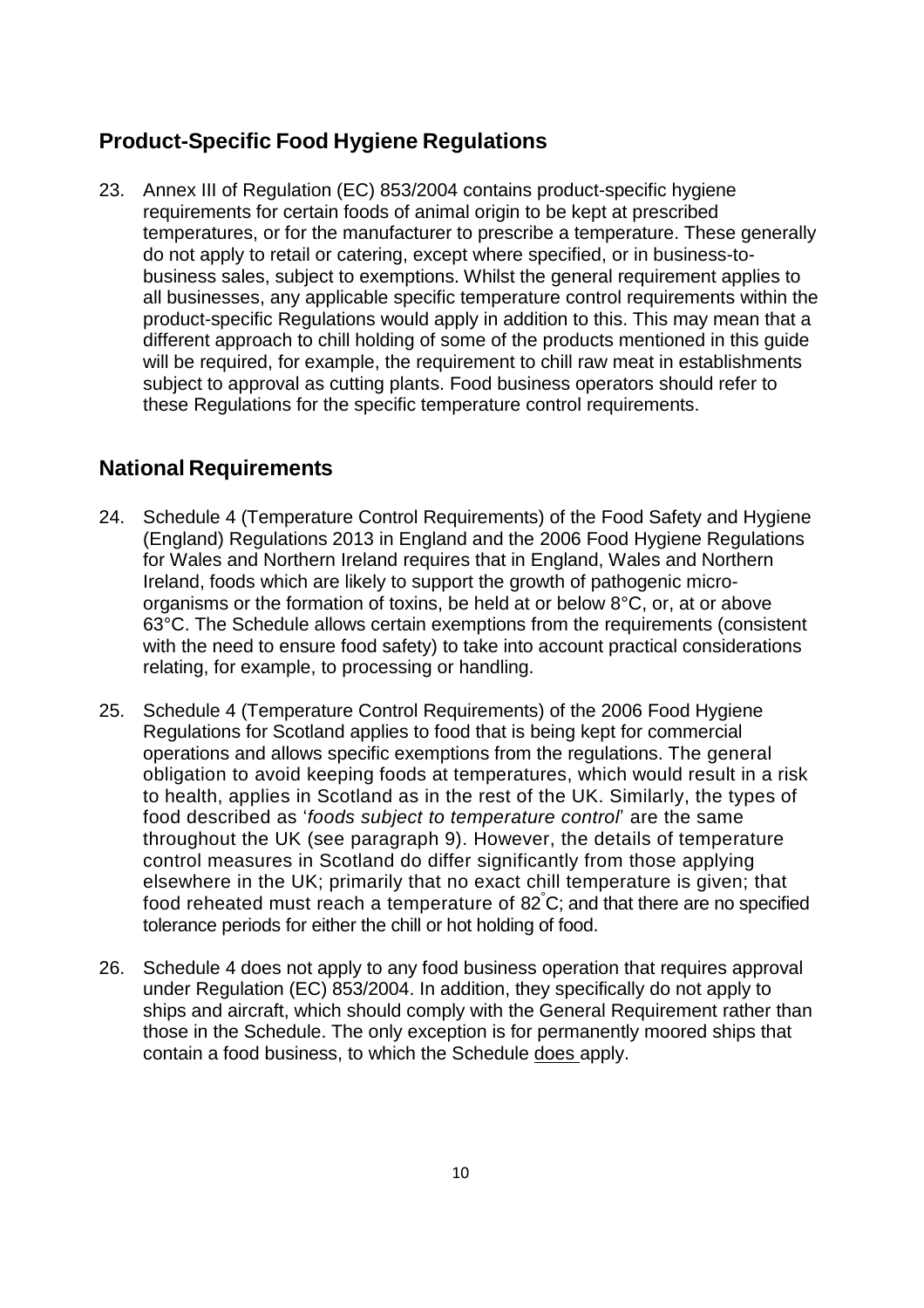## Product-Specific Food Hygiene Regulations

23. Annex III of Regulation (EC) 853/2004 contains product-specific hygiene requirements for certain foods of animal origin to be kept at prescribed temperatures, or for the manufacturer to prescribe a temperature. These generally do not apply to retail or catering, except where specified, or in business-to-business sales, subject to exemptions. Whilst the general requirement applies to all businesses, any applicable specific temperature control requirements within the product-specific Regulations would apply in addition to this. This may mean that a different approach to chill holding of some of the products mentioned in this guide will be required, for example, the requirement to chill raw meat in establishments subject to approval as cutting plants. Food business operators should refer to these Regulations for the specific temperature control requirements.

## National Requirements

24. Schedule 4 (Temperature Control Requirements) of the Food Safety and Hygiene (England) Regulations 2013 in England and the 2006 Food Hygiene Regulations for Wales and Northern Ireland requires that in England, Wales and Northern Ireland, foods which are likely to support the growth of pathogenic micro-organisms or the formation of toxins, be held at or below 8°C, or, at or above 63°C. The Schedule allows certain exemptions from the requirements (consistent with the need to ensure food safety) to take into account practical considerations relating, for example, to processing or handling.

25. Schedule 4 (Temperature Control Requirements) of the 2006 Food Hygiene Regulations for Scotland applies to food that is being kept for commercial operations and allows specific exemptions from the regulations. The general obligation to avoid keeping foods at temperatures, which would result in a risk to health, applies in Scotland as in the rest of the UK. Similarly, the types of food described as '*foods subject to temperature control*' are the same throughout the UK (see paragraph 9). However, the details of temperature control measures in Scotland do differ significantly from those applying elsewhere in the UK; primarily that no exact chill temperature is given; that food reheated must reach a temperature of 82°C; and that there are no specified tolerance periods for either the chill or hot holding of food.

26. Schedule 4 does not apply to any food business operation that requires approval under Regulation (EC) 853/2004. In addition, they specifically do not apply to ships and aircraft, which should comply with the General Requirement rather than those in the Schedule. The only exception is for permanently moored ships that contain a food business, to which the Schedule <u>does</u> apply.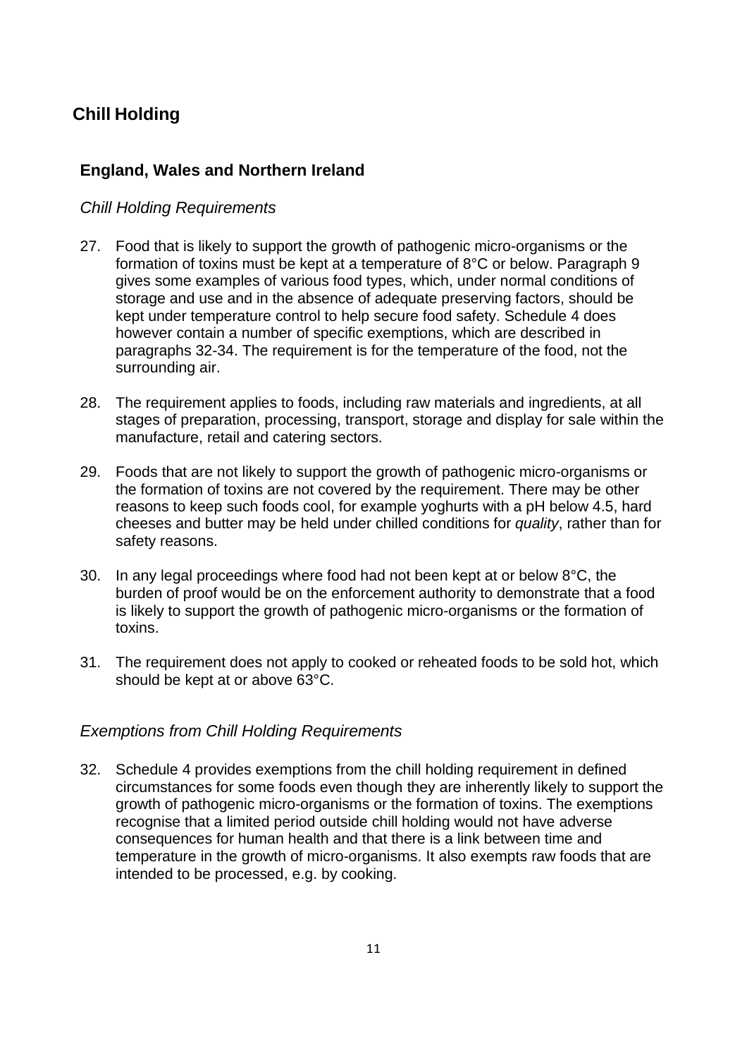# Chill Holding

## England, Wales and Northern Ireland

### *Chill Holding Requirements*

27. Food that is likely to support the growth of pathogenic micro-organisms or the formation of toxins must be kept at a temperature of 8°C or below. Paragraph 9 gives some examples of various food types, which, under normal conditions of storage and use and in the absence of adequate preserving factors, should be kept under temperature control to help secure food safety. Schedule 4 does however contain a number of specific exemptions, which are described in paragraphs 32-34. The requirement is for the temperature of the food, not the surrounding air.

28. The requirement applies to foods, including raw materials and ingredients, at all stages of preparation, processing, transport, storage and display for sale within the manufacture, retail and catering sectors.

29. Foods that are not likely to support the growth of pathogenic micro-organisms or the formation of toxins are not covered by the requirement. There may be other reasons to keep such foods cool, for example yoghurts with a pH below 4.5, hard cheeses and butter may be held under chilled conditions for *quality*, rather than for safety reasons.

30. In any legal proceedings where food had not been kept at or below 8°C, the burden of proof would be on the enforcement authority to demonstrate that a food is likely to support the growth of pathogenic micro-organisms or the formation of toxins.

31. The requirement does not apply to cooked or reheated foods to be sold hot, which should be kept at or above 63°C.

### *Exemptions from Chill Holding Requirements*

32. Schedule 4 provides exemptions from the chill holding requirement in defined circumstances for some foods even though they are inherently likely to support the growth of pathogenic micro-organisms or the formation of toxins. The exemptions recognise that a limited period outside chill holding would not have adverse consequences for human health and that there is a link between time and temperature in the growth of micro-organisms. It also exempts raw foods that are intended to be processed, e.g. by cooking.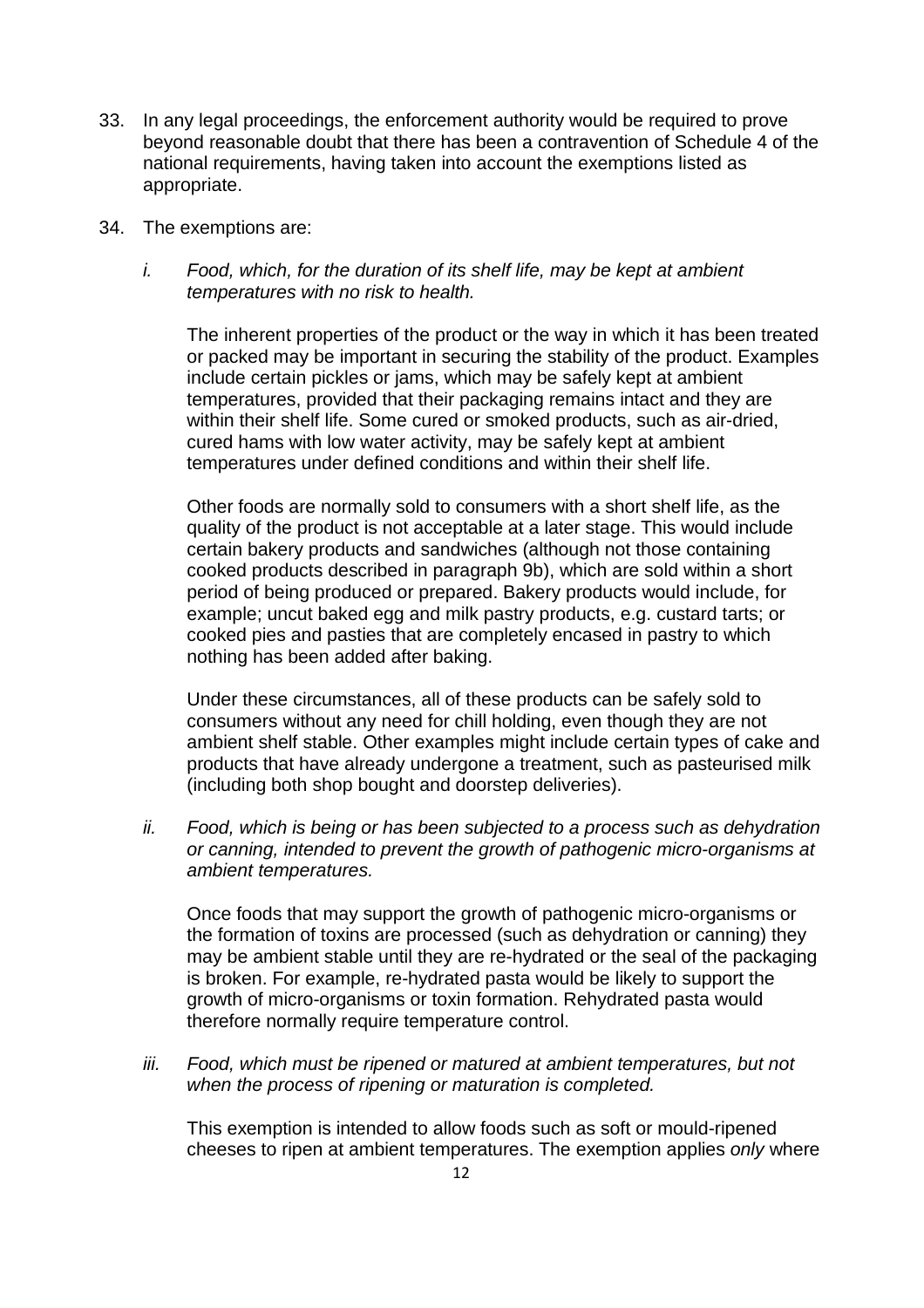33. In any legal proceedings, the enforcement authority would be required to prove beyond reasonable doubt that there has been a contravention of Schedule 4 of the national requirements, having taken into account the exemptions listed as appropriate.

34. The exemptions are:

    i. *Food, which, for the duration of its shelf life, may be kept at ambient temperatures with no risk to health.*

       The inherent properties of the product or the way in which it has been treated or packed may be important in securing the stability of the product. Examples include certain pickles or jams, which may be safely kept at ambient temperatures, provided that their packaging remains intact and they are within their shelf life. Some cured or smoked products, such as air-dried, cured hams with low water activity, may be safely kept at ambient temperatures under defined conditions and within their shelf life.

       Other foods are normally sold to consumers with a short shelf life, as the quality of the product is not acceptable at a later stage. This would include certain bakery products and sandwiches (although not those containing cooked products described in paragraph 9b), which are sold within a short period of being produced or prepared. Bakery products would include, for example; uncut baked egg and milk pastry products, e.g. custard tarts; or cooked pies and pasties that are completely encased in pastry to which nothing has been added after baking.

       Under these circumstances, all of these products can be safely sold to consumers without any need for chill holding, even though they are not ambient shelf stable. Other examples might include certain types of cake and products that have already undergone a treatment, such as pasteurised milk (including both shop bought and doorstep deliveries).

    ii. *Food, which is being or has been subjected to a process such as dehydration or canning, intended to prevent the growth of pathogenic micro-organisms at ambient temperatures.*

        Once foods that may support the growth of pathogenic micro-organisms or the formation of toxins are processed (such as dehydration or canning) they may be ambient stable until they are re-hydrated or the seal of the packaging is broken. For example, re-hydrated pasta would be likely to support the growth of micro-organisms or toxin formation. Rehydrated pasta would therefore normally require temperature control.

    iii. *Food, which must be ripened or matured at ambient temperatures, but not when the process of ripening or maturation is completed.*

         This exemption is intended to allow foods such as soft or mould-ripened cheeses to ripen at ambient temperatures. The exemption applies *only* where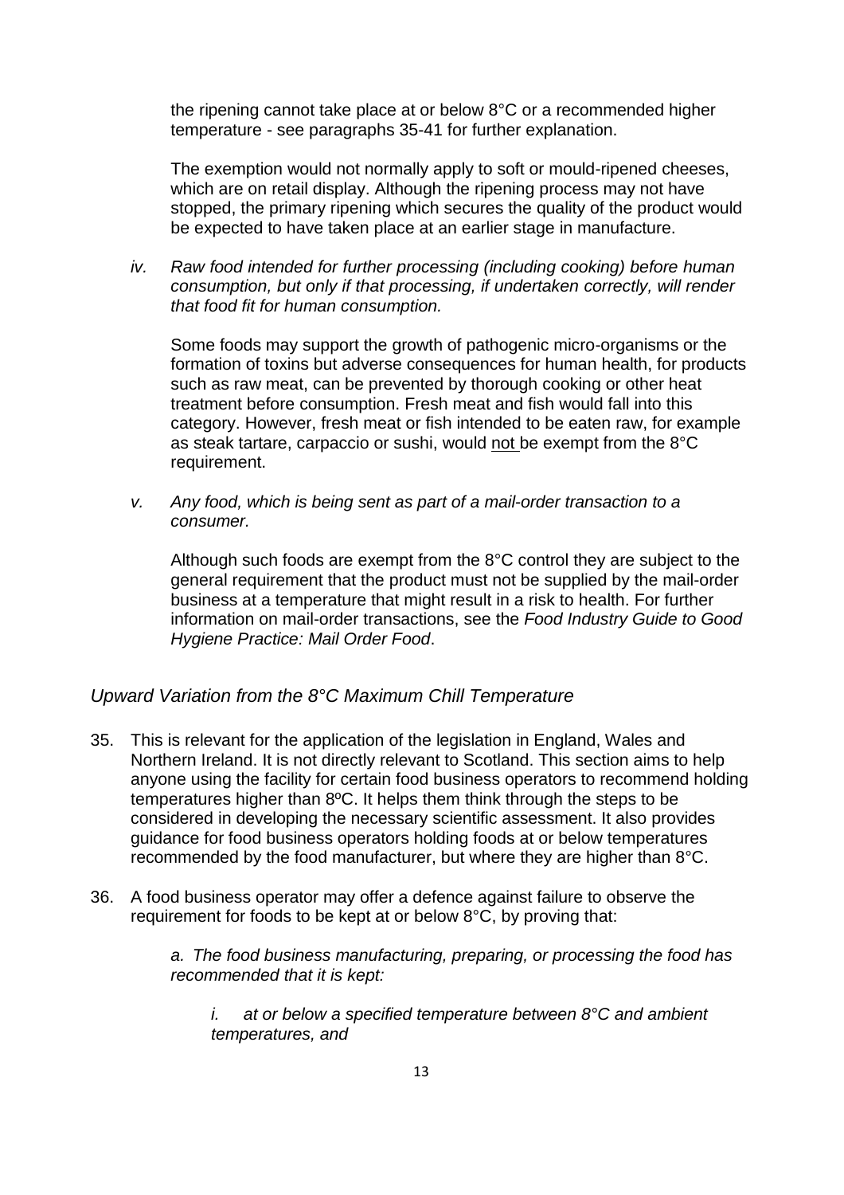the ripening cannot take place at or below 8°C or a recommended higher temperature - see paragraphs 35-41 for further explanation.

The exemption would not normally apply to soft or mould-ripened cheeses, which are on retail display. Although the ripening process may not have stopped, the primary ripening which secures the quality of the product would be expected to have taken place at an earlier stage in manufacture.

*iv. Raw food intended for further processing (including cooking) before human consumption, but only if that processing, if undertaken correctly, will render that food fit for human consumption.*

Some foods may support the growth of pathogenic micro-organisms or the formation of toxins but adverse consequences for human health, for products such as raw meat, can be prevented by thorough cooking or other heat treatment before consumption. Fresh meat and fish would fall into this category. However, fresh meat or fish intended to be eaten raw, for example as steak tartare, carpaccio or sushi, would <u>not</u> be exempt from the 8°C requirement.

*v. Any food, which is being sent as part of a mail-order transaction to a consumer.*

Although such foods are exempt from the 8°C control they are subject to the general requirement that the product must not be supplied by the mail-order business at a temperature that might result in a risk to health. For further information on mail-order transactions, see the *Food Industry Guide to Good Hygiene Practice: Mail Order Food*.

## *Upward Variation from the 8°C Maximum Chill Temperature*

35. This is relevant for the application of the legislation in England, Wales and Northern Ireland. It is not directly relevant to Scotland. This section aims to help anyone using the facility for certain food business operators to recommend holding temperatures higher than 8ºC. It helps them think through the steps to be considered in developing the necessary scientific assessment. It also provides guidance for food business operators holding foods at or below temperatures recommended by the food manufacturer, but where they are higher than 8°C.

36. A food business operator may offer a defence against failure to observe the requirement for foods to be kept at or below 8°C, by proving that:

    *a. The food business manufacturing, preparing, or processing the food has recommended that it is kept:*

    *i. at or below a specified temperature between 8°C and ambient temperatures, and*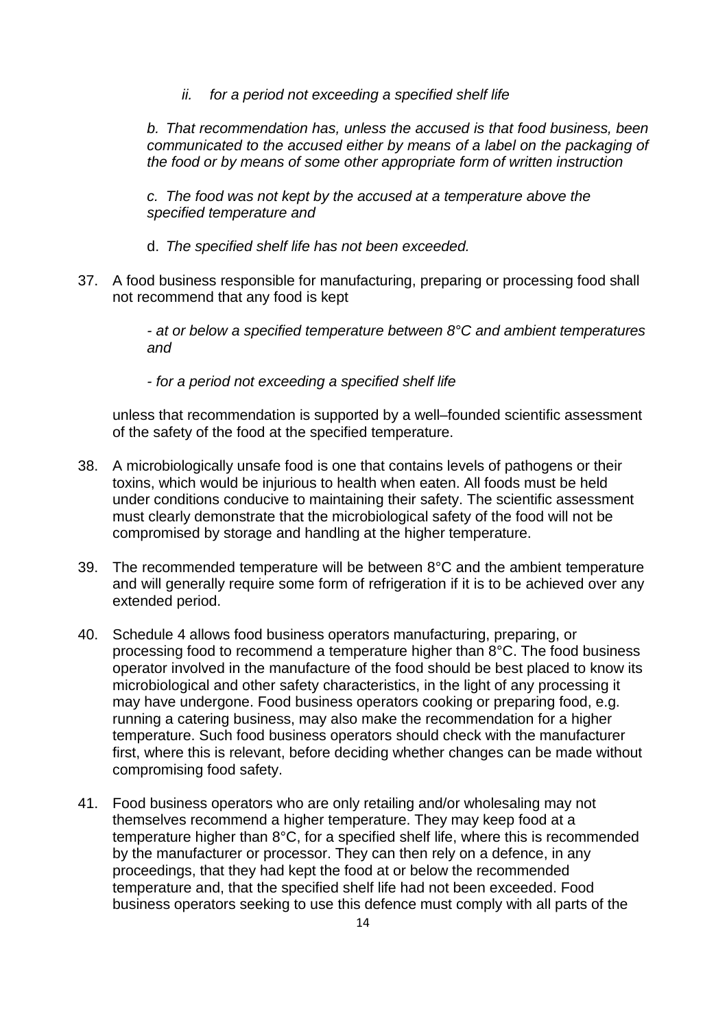*ii. for a period not exceeding a specified shelf life*

*b. That recommendation has, unless the accused is that food business, been communicated to the accused either by means of a label on the packaging of the food or by means of some other appropriate form of written instruction*

*c. The food was not kept by the accused at a temperature above the specified temperature and*

d. *The specified shelf life has not been exceeded.*

37. A food business responsible for manufacturing, preparing or processing food shall not recommend that any food is kept

    *- at or below a specified temperature between 8°C and ambient temperatures and*

    *- for a period not exceeding a specified shelf life*

    unless that recommendation is supported by a well–founded scientific assessment of the safety of the food at the specified temperature.

38. A microbiologically unsafe food is one that contains levels of pathogens or their toxins, which would be injurious to health when eaten. All foods must be held under conditions conducive to maintaining their safety. The scientific assessment must clearly demonstrate that the microbiological safety of the food will not be compromised by storage and handling at the higher temperature.

39. The recommended temperature will be between 8°C and the ambient temperature and will generally require some form of refrigeration if it is to be achieved over any extended period.

40. Schedule 4 allows food business operators manufacturing, preparing, or processing food to recommend a temperature higher than 8°C. The food business operator involved in the manufacture of the food should be best placed to know its microbiological and other safety characteristics, in the light of any processing it may have undergone. Food business operators cooking or preparing food, e.g. running a catering business, may also make the recommendation for a higher temperature. Such food business operators should check with the manufacturer first, where this is relevant, before deciding whether changes can be made without compromising food safety.

41. Food business operators who are only retailing and/or wholesaling may not themselves recommend a higher temperature. They may keep food at a temperature higher than 8°C, for a specified shelf life, where this is recommended by the manufacturer or processor. They can then rely on a defence, in any proceedings, that they had kept the food at or below the recommended temperature and, that the specified shelf life had not been exceeded. Food business operators seeking to use this defence must comply with all parts of the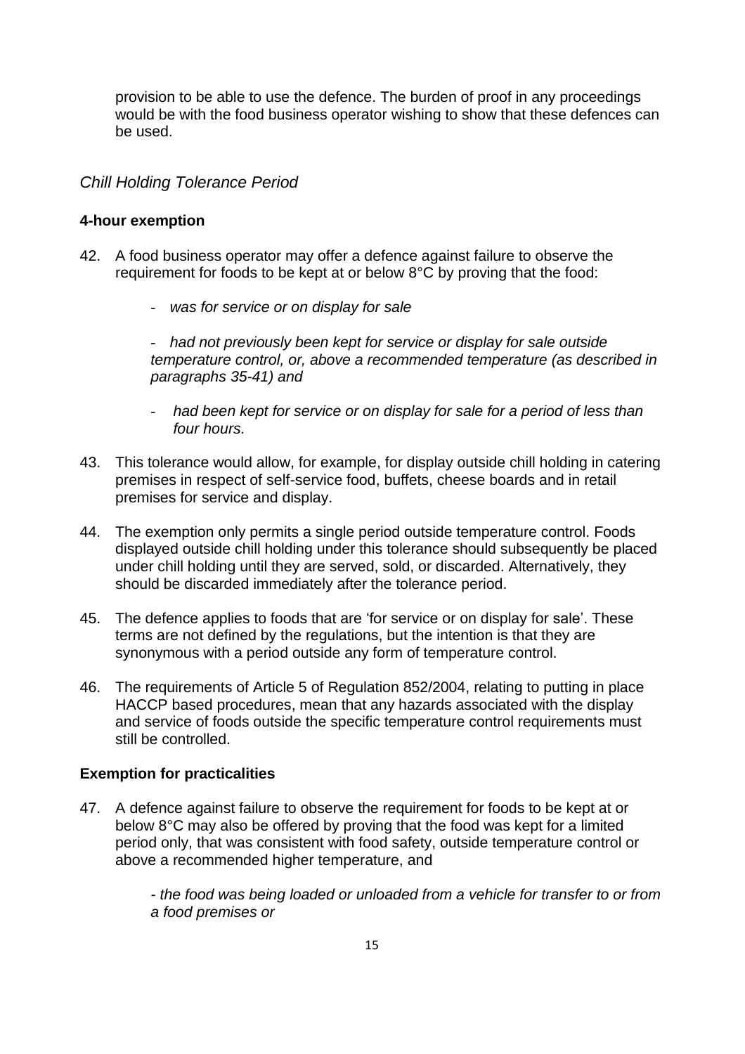provision to be able to use the defence. The burden of proof in any proceedings would be with the food business operator wishing to show that these defences can be used.

## *Chill Holding Tolerance Period*

### 4-hour exemption

42. A food business operator may offer a defence against failure to observe the requirement for foods to be kept at or below 8°C by proving that the food:

    - *was for service or on display for sale*

    - *had not previously been kept for service or display for sale outside temperature control, or, above a recommended temperature (as described in paragraphs 35-41) and*

    - *had been kept for service or on display for sale for a period of less than four hours.*

43. This tolerance would allow, for example, for display outside chill holding in catering premises in respect of self-service food, buffets, cheese boards and in retail premises for service and display.

44. The exemption only permits a single period outside temperature control. Foods displayed outside chill holding under this tolerance should subsequently be placed under chill holding until they are served, sold, or discarded. Alternatively, they should be discarded immediately after the tolerance period.

45. The defence applies to foods that are 'for service or on display for sale'. These terms are not defined by the regulations, but the intention is that they are synonymous with a period outside any form of temperature control.

46. The requirements of Article 5 of Regulation 852/2004, relating to putting in place HACCP based procedures, mean that any hazards associated with the display and service of foods outside the specific temperature control requirements must still be controlled.

### Exemption for practicalities

47. A defence against failure to observe the requirement for foods to be kept at or below 8°C may also be offered by proving that the food was kept for a limited period only, that was consistent with food safety, outside temperature control or above a recommended higher temperature, and

    *- the food was being loaded or unloaded from a vehicle for transfer to or from a food premises or*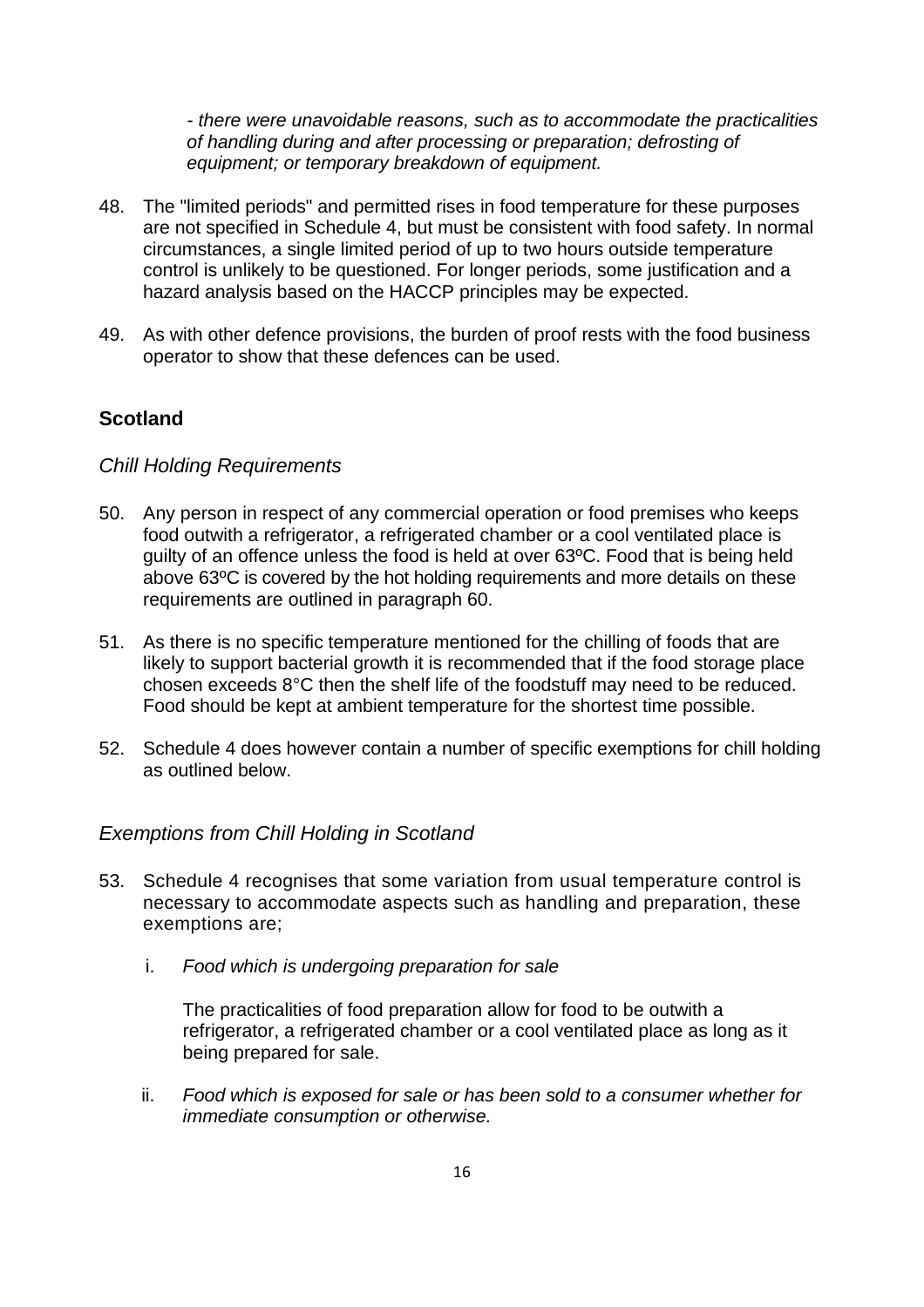*- there were unavoidable reasons, such as to accommodate the practicalities of handling during and after processing or preparation; defrosting of equipment; or temporary breakdown of equipment.*

48. The "limited periods" and permitted rises in food temperature for these purposes are not specified in Schedule 4, but must be consistent with food safety. In normal circumstances, a single limited period of up to two hours outside temperature control is unlikely to be questioned. For longer periods, some justification and a hazard analysis based on the HACCP principles may be expected.

49. As with other defence provisions, the burden of proof rests with the food business operator to show that these defences can be used.

## Scotland

### *Chill Holding Requirements*

50. Any person in respect of any commercial operation or food premises who keeps food outwith a refrigerator, a refrigerated chamber or a cool ventilated place is guilty of an offence unless the food is held at over 63ºC. Food that is being held above 63ºC is covered by the hot holding requirements and more details on these requirements are outlined in paragraph 60.

51. As there is no specific temperature mentioned for the chilling of foods that are likely to support bacterial growth it is recommended that if the food storage place chosen exceeds 8°C then the shelf life of the foodstuff may need to be reduced. Food should be kept at ambient temperature for the shortest time possible.

52. Schedule 4 does however contain a number of specific exemptions for chill holding as outlined below.

### *Exemptions from Chill Holding in Scotland*

53. Schedule 4 recognises that some variation from usual temperature control is necessary to accommodate aspects such as handling and preparation, these exemptions are;

    i. *Food which is undergoing preparation for sale*

       The practicalities of food preparation allow for food to be outwith a refrigerator, a refrigerated chamber or a cool ventilated place as long as it being prepared for sale.

    ii. *Food which is exposed for sale or has been sold to a consumer whether for immediate consumption or otherwise.*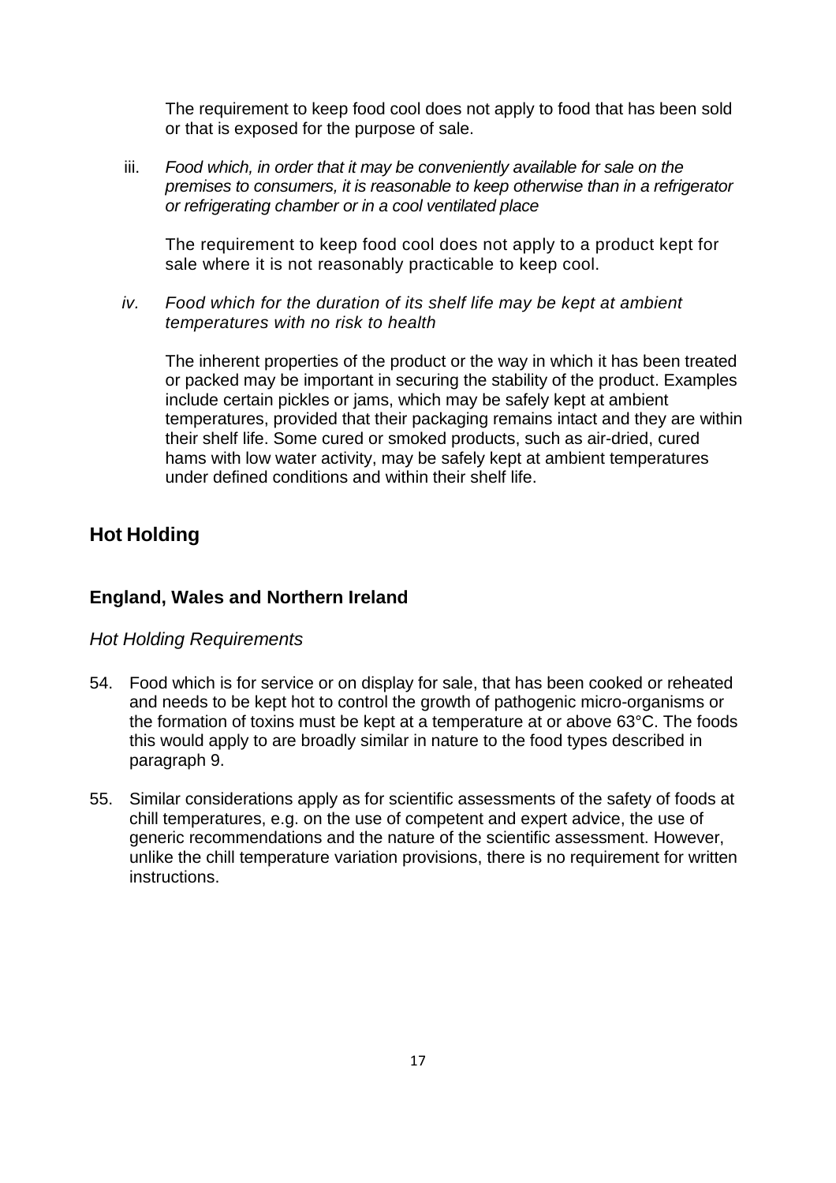The requirement to keep food cool does not apply to food that has been sold or that is exposed for the purpose of sale.

iii. *Food which, in order that it may be conveniently available for sale on the premises to consumers, it is reasonable to keep otherwise than in a refrigerator or refrigerating chamber or in a cool ventilated place*

The requirement to keep food cool does not apply to a product kept for sale where it is not reasonably practicable to keep cool.

iv. *Food which for the duration of its shelf life may be kept at ambient temperatures with no risk to health*

The inherent properties of the product or the way in which it has been treated or packed may be important in securing the stability of the product. Examples include certain pickles or jams, which may be safely kept at ambient temperatures, provided that their packaging remains intact and they are within their shelf life. Some cured or smoked products, such as air-dried, cured hams with low water activity, may be safely kept at ambient temperatures under defined conditions and within their shelf life.

## Hot Holding

### England, Wales and Northern Ireland

*Hot Holding Requirements*

54. Food which is for service or on display for sale, that has been cooked or reheated and needs to be kept hot to control the growth of pathogenic micro-organisms or the formation of toxins must be kept at a temperature at or above 63°C. The foods this would apply to are broadly similar in nature to the food types described in paragraph 9.

55. Similar considerations apply as for scientific assessments of the safety of foods at chill temperatures, e.g. on the use of competent and expert advice, the use of generic recommendations and the nature of the scientific assessment. However, unlike the chill temperature variation provisions, there is no requirement for written instructions.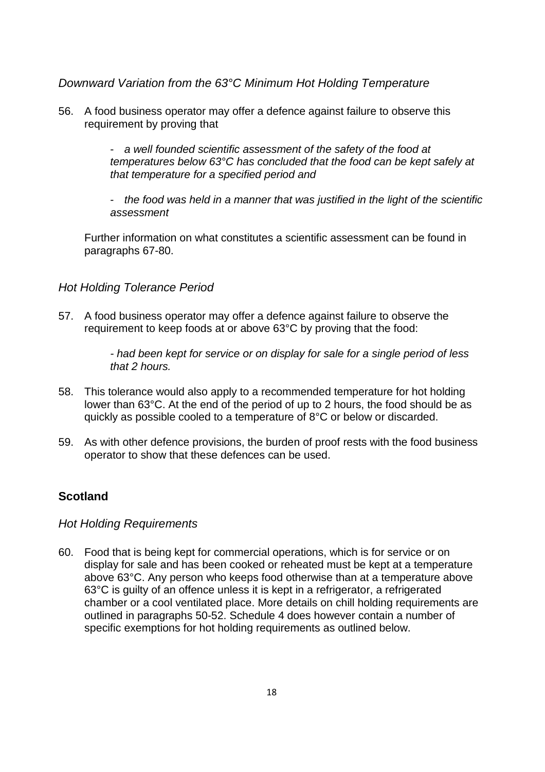*Downward Variation from the 63°C Minimum Hot Holding Temperature*

56. A food business operator may offer a defence against failure to observe this requirement by proving that

    - *a well founded scientific assessment of the safety of the food at temperatures below 63°C has concluded that the food can be kept safely at that temperature for a specified period and*

    - *the food was held in a manner that was justified in the light of the scientific assessment*

    Further information on what constitutes a scientific assessment can be found in paragraphs 67-80.

*Hot Holding Tolerance Period*

57. A food business operator may offer a defence against failure to observe the requirement to keep foods at or above 63°C by proving that the food:

    *- had been kept for service or on display for sale for a single period of less that 2 hours.*

58. This tolerance would also apply to a recommended temperature for hot holding lower than 63°C. At the end of the period of up to 2 hours, the food should be as quickly as possible cooled to a temperature of 8°C or below or discarded.

59. As with other defence provisions, the burden of proof rests with the food business operator to show that these defences can be used.

## Scotland

*Hot Holding Requirements*

60. Food that is being kept for commercial operations, which is for service or on display for sale and has been cooked or reheated must be kept at a temperature above 63°C. Any person who keeps food otherwise than at a temperature above 63°C is guilty of an offence unless it is kept in a refrigerator, a refrigerated chamber or a cool ventilated place. More details on chill holding requirements are outlined in paragraphs 50-52. Schedule 4 does however contain a number of specific exemptions for hot holding requirements as outlined below.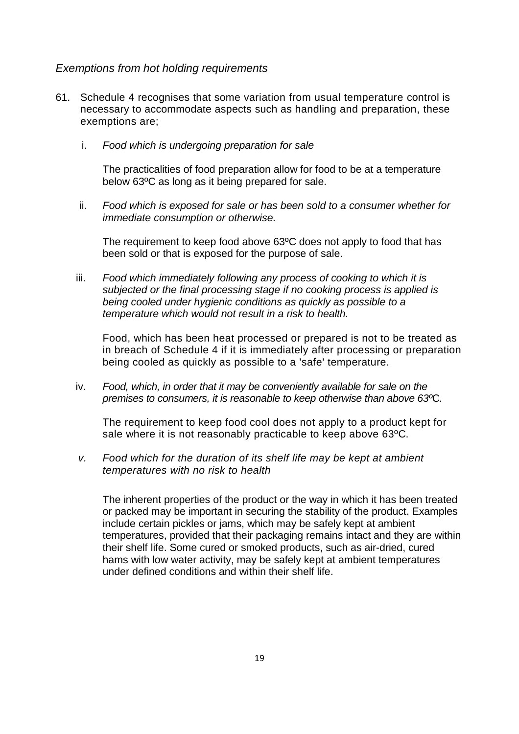*Exemptions from hot holding requirements*

61. Schedule 4 recognises that some variation from usual temperature control is necessary to accommodate aspects such as handling and preparation, these exemptions are;

   i. *Food which is undergoing preparation for sale*

      The practicalities of food preparation allow for food to be at a temperature below 63ºC as long as it being prepared for sale.

   ii. *Food which is exposed for sale or has been sold to a consumer whether for immediate consumption or otherwise.*

      The requirement to keep food above 63ºC does not apply to food that has been sold or that is exposed for the purpose of sale.

   iii. *Food which immediately following any process of cooking to which it is subjected or the final processing stage if no cooking process is applied is being cooled under hygienic conditions as quickly as possible to a temperature which would not result in a risk to health.*

      Food, which has been heat processed or prepared is not to be treated as in breach of Schedule 4 if it is immediately after processing or preparation being cooled as quickly as possible to a 'safe' temperature.

   iv. *Food, which, in order that it may be conveniently available for sale on the premises to consumers, it is reasonable to keep otherwise than above 63ºC.*

      The requirement to keep food cool does not apply to a product kept for sale where it is not reasonably practicable to keep above 63ºC.

   v. *Food which for the duration of its shelf life may be kept at ambient temperatures with no risk to health*

      The inherent properties of the product or the way in which it has been treated or packed may be important in securing the stability of the product. Examples include certain pickles or jams, which may be safely kept at ambient temperatures, provided that their packaging remains intact and they are within their shelf life. Some cured or smoked products, such as air-dried, cured hams with low water activity, may be safely kept at ambient temperatures under defined conditions and within their shelf life.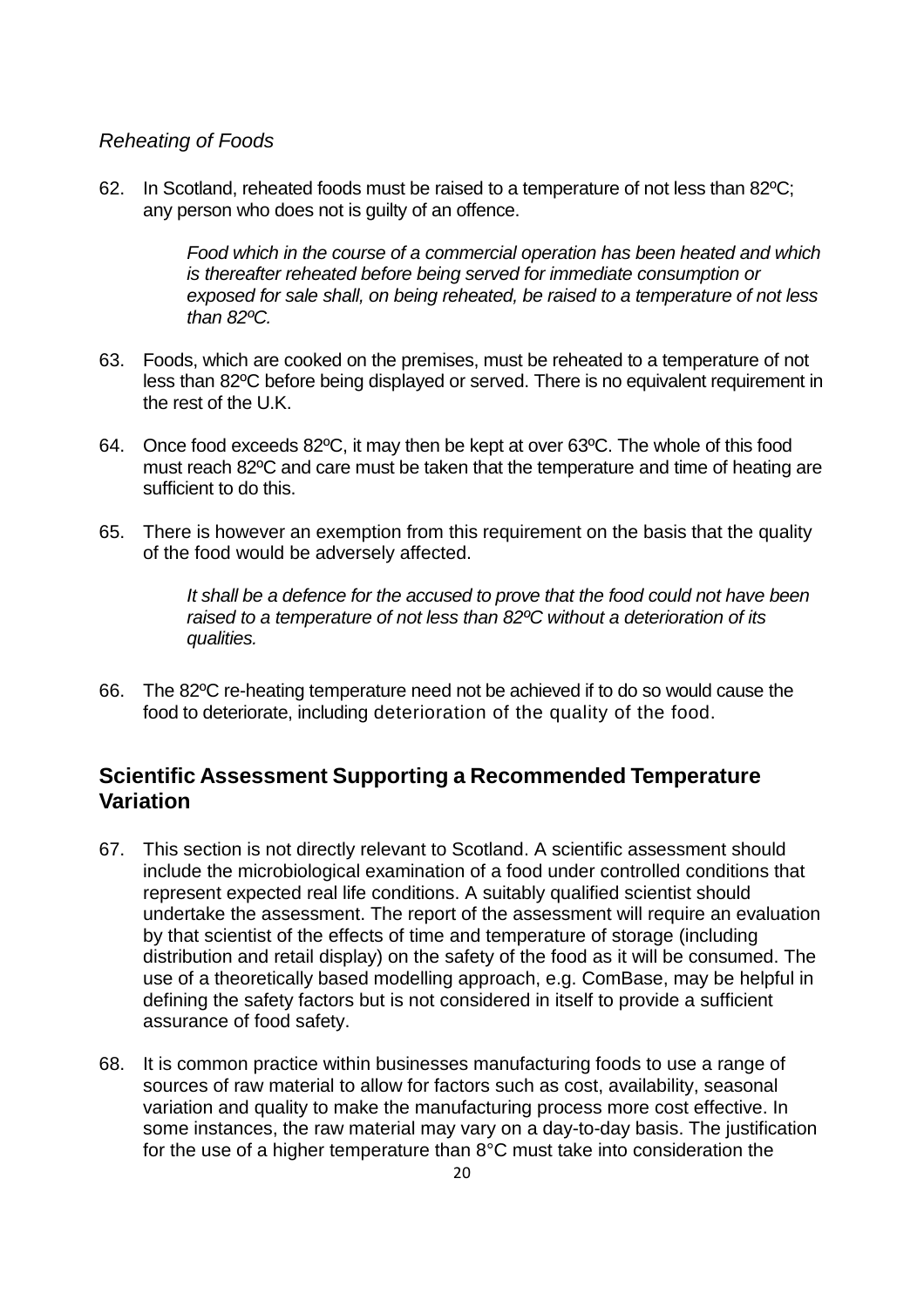*Reheating of Foods*

62. In Scotland, reheated foods must be raised to a temperature of not less than 82ºC; any person who does not is guilty of an offence.

    *Food which in the course of a commercial operation has been heated and which is thereafter reheated before being served for immediate consumption or exposed for sale shall, on being reheated, be raised to a temperature of not less than 82ºC.*

63. Foods, which are cooked on the premises, must be reheated to a temperature of not less than 82ºC before being displayed or served. There is no equivalent requirement in the rest of the U.K.

64. Once food exceeds 82ºC, it may then be kept at over 63ºC. The whole of this food must reach 82ºC and care must be taken that the temperature and time of heating are sufficient to do this.

65. There is however an exemption from this requirement on the basis that the quality of the food would be adversely affected.

    *It shall be a defence for the accused to prove that the food could not have been raised to a temperature of not less than 82ºC without a deterioration of its qualities.*

66. The 82ºC re-heating temperature need not be achieved if to do so would cause the food to deteriorate, including deterioration of the quality of the food.

## Scientific Assessment Supporting a Recommended Temperature Variation

67. This section is not directly relevant to Scotland. A scientific assessment should include the microbiological examination of a food under controlled conditions that represent expected real life conditions. A suitably qualified scientist should undertake the assessment. The report of the assessment will require an evaluation by that scientist of the effects of time and temperature of storage (including distribution and retail display) on the safety of the food as it will be consumed. The use of a theoretically based modelling approach, e.g. ComBase, may be helpful in defining the safety factors but is not considered in itself to provide a sufficient assurance of food safety.

68. It is common practice within businesses manufacturing foods to use a range of sources of raw material to allow for factors such as cost, availability, seasonal variation and quality to make the manufacturing process more cost effective. In some instances, the raw material may vary on a day-to-day basis. The justification for the use of a higher temperature than 8°C must take into consideration the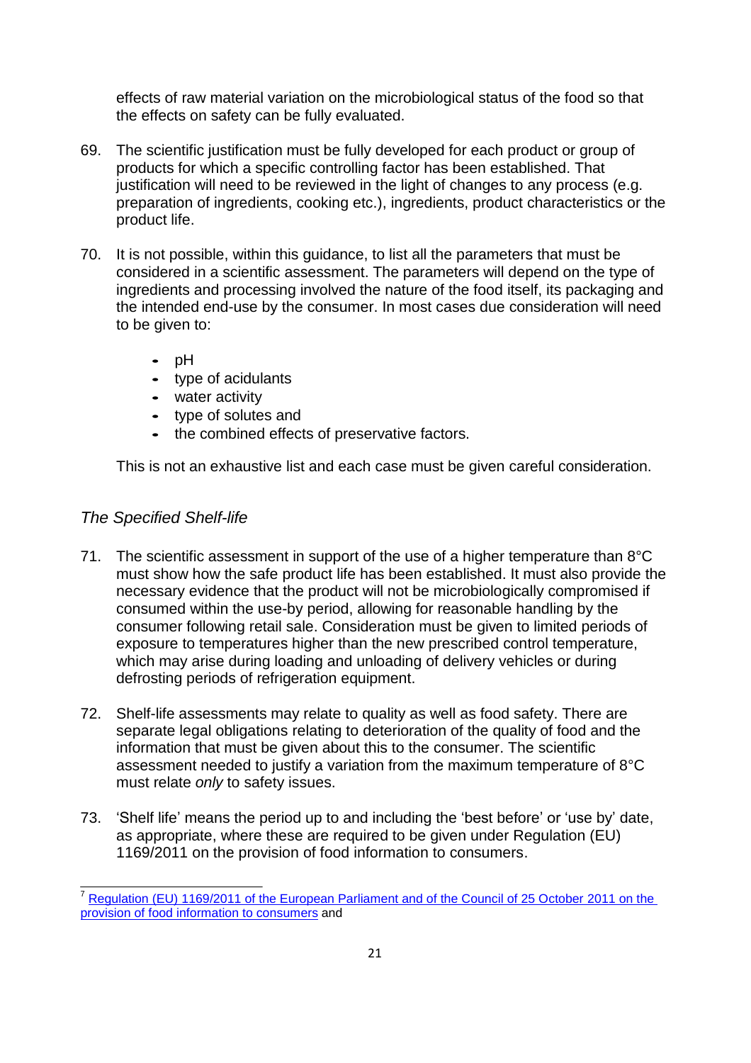effects of raw material variation on the microbiological status of the food so that the effects on safety can be fully evaluated.

69. The scientific justification must be fully developed for each product or group of products for which a specific controlling factor has been established. That justification will need to be reviewed in the light of changes to any process (e.g. preparation of ingredients, cooking etc.), ingredients, product characteristics or the product life.

70. It is not possible, within this guidance, to list all the parameters that must be considered in a scientific assessment. The parameters will depend on the type of ingredients and processing involved the nature of the food itself, its packaging and the intended end-use by the consumer. In most cases due consideration will need to be given to:

    - pH
    - type of acidulants
    - water activity
    - type of solutes and
    - the combined effects of preservative factors.

    This is not an exhaustive list and each case must be given careful consideration.

## *The Specified Shelf-life*

71. The scientific assessment in support of the use of a higher temperature than 8°C must show how the safe product life has been established. It must also provide the necessary evidence that the product will not be microbiologically compromised if consumed within the use-by period, allowing for reasonable handling by the consumer following retail sale. Consideration must be given to limited periods of exposure to temperatures higher than the new prescribed control temperature, which may arise during loading and unloading of delivery vehicles or during defrosting periods of refrigeration equipment.

72. Shelf-life assessments may relate to quality as well as food safety. There are separate legal obligations relating to deterioration of the quality of food and the information that must be given about this to the consumer. The scientific assessment needed to justify a variation from the maximum temperature of 8°C must relate *only* to safety issues.

73. 'Shelf life' means the period up to and including the 'best before' or 'use by' date, as appropriate, where these are required to be given under Regulation (EU) 1169/2011 on the provision of food information to consumers.

---

[7] Regulation (EU) 1169/2011 of the European Parliament and of the Council of 25 October 2011 on the provision of food information to consumers and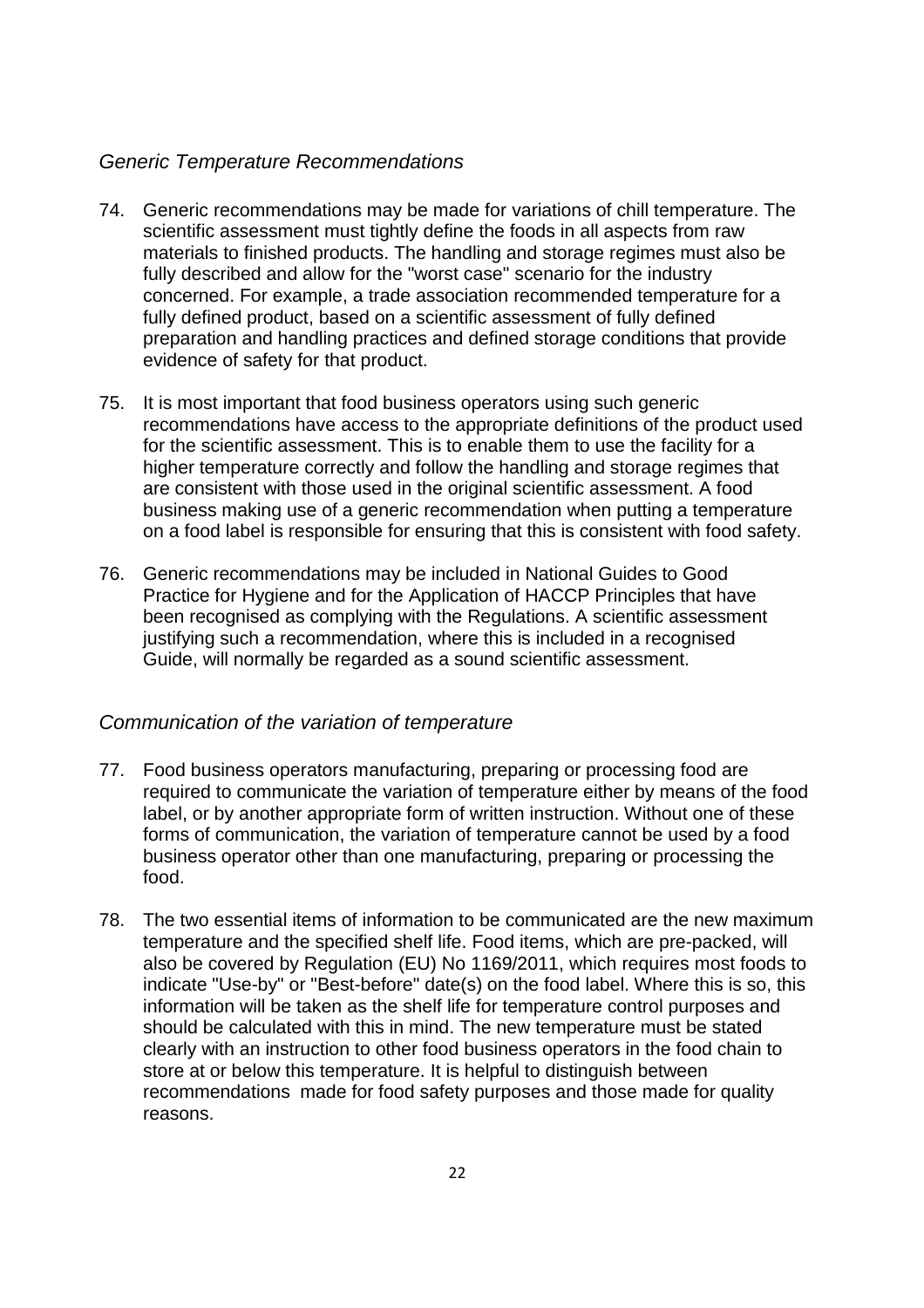### *Generic Temperature Recommendations*

74. Generic recommendations may be made for variations of chill temperature. The scientific assessment must tightly define the foods in all aspects from raw materials to finished products. The handling and storage regimes must also be fully described and allow for the "worst case" scenario for the industry concerned. For example, a trade association recommended temperature for a fully defined product, based on a scientific assessment of fully defined preparation and handling practices and defined storage conditions that provide evidence of safety for that product.

75. It is most important that food business operators using such generic recommendations have access to the appropriate definitions of the product used for the scientific assessment. This is to enable them to use the facility for a higher temperature correctly and follow the handling and storage regimes that are consistent with those used in the original scientific assessment. A food business making use of a generic recommendation when putting a temperature on a food label is responsible for ensuring that this is consistent with food safety.

76. Generic recommendations may be included in National Guides to Good Practice for Hygiene and for the Application of HACCP Principles that have been recognised as complying with the Regulations. A scientific assessment justifying such a recommendation, where this is included in a recognised Guide, will normally be regarded as a sound scientific assessment.

### *Communication of the variation of temperature*

77. Food business operators manufacturing, preparing or processing food are required to communicate the variation of temperature either by means of the food label, or by another appropriate form of written instruction. Without one of these forms of communication, the variation of temperature cannot be used by a food business operator other than one manufacturing, preparing or processing the food.

78. The two essential items of information to be communicated are the new maximum temperature and the specified shelf life. Food items, which are pre-packed, will also be covered by Regulation (EU) No 1169/2011, which requires most foods to indicate "Use-by" or "Best-before" date(s) on the food label. Where this is so, this information will be taken as the shelf life for temperature control purposes and should be calculated with this in mind. The new temperature must be stated clearly with an instruction to other food business operators in the food chain to store at or below this temperature. It is helpful to distinguish between recommendations made for food safety purposes and those made for quality reasons.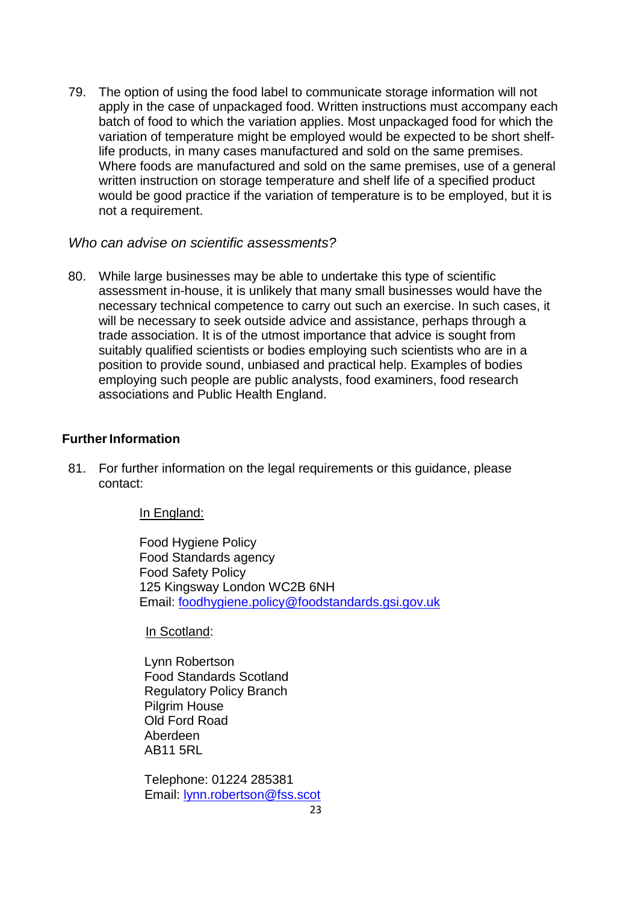79. The option of using the food label to communicate storage information will not apply in the case of unpackaged food. Written instructions must accompany each batch of food to which the variation applies. Most unpackaged food for which the variation of temperature might be employed would be expected to be short shelf-life products, in many cases manufactured and sold on the same premises. Where foods are manufactured and sold on the same premises, use of a general written instruction on storage temperature and shelf life of a specified product would be good practice if the variation of temperature is to be employed, but it is not a requirement.

*Who can advise on scientific assessments?*

80. While large businesses may be able to undertake this type of scientific assessment in-house, it is unlikely that many small businesses would have the necessary technical competence to carry out such an exercise. In such cases, it will be necessary to seek outside advice and assistance, perhaps through a trade association. It is of the utmost importance that advice is sought from suitably qualified scientists or bodies employing such scientists who are in a position to provide sound, unbiased and practical help. Examples of bodies employing such people are public analysts, food examiners, food research associations and Public Health England.

**Further Information**

81. For further information on the legal requirements or this guidance, please contact:

In England:

Food Hygiene Policy
Food Standards agency
Food Safety Policy
125 Kingsway London WC2B 6NH
Email: foodhygiene.policy@foodstandards.gsi.gov.uk

In Scotland:

Lynn Robertson
Food Standards Scotland
Regulatory Policy Branch
Pilgrim House
Old Ford Road
Aberdeen
AB11 5RL

Telephone: 01224 285381
Email: lynn.robertson@fss.scot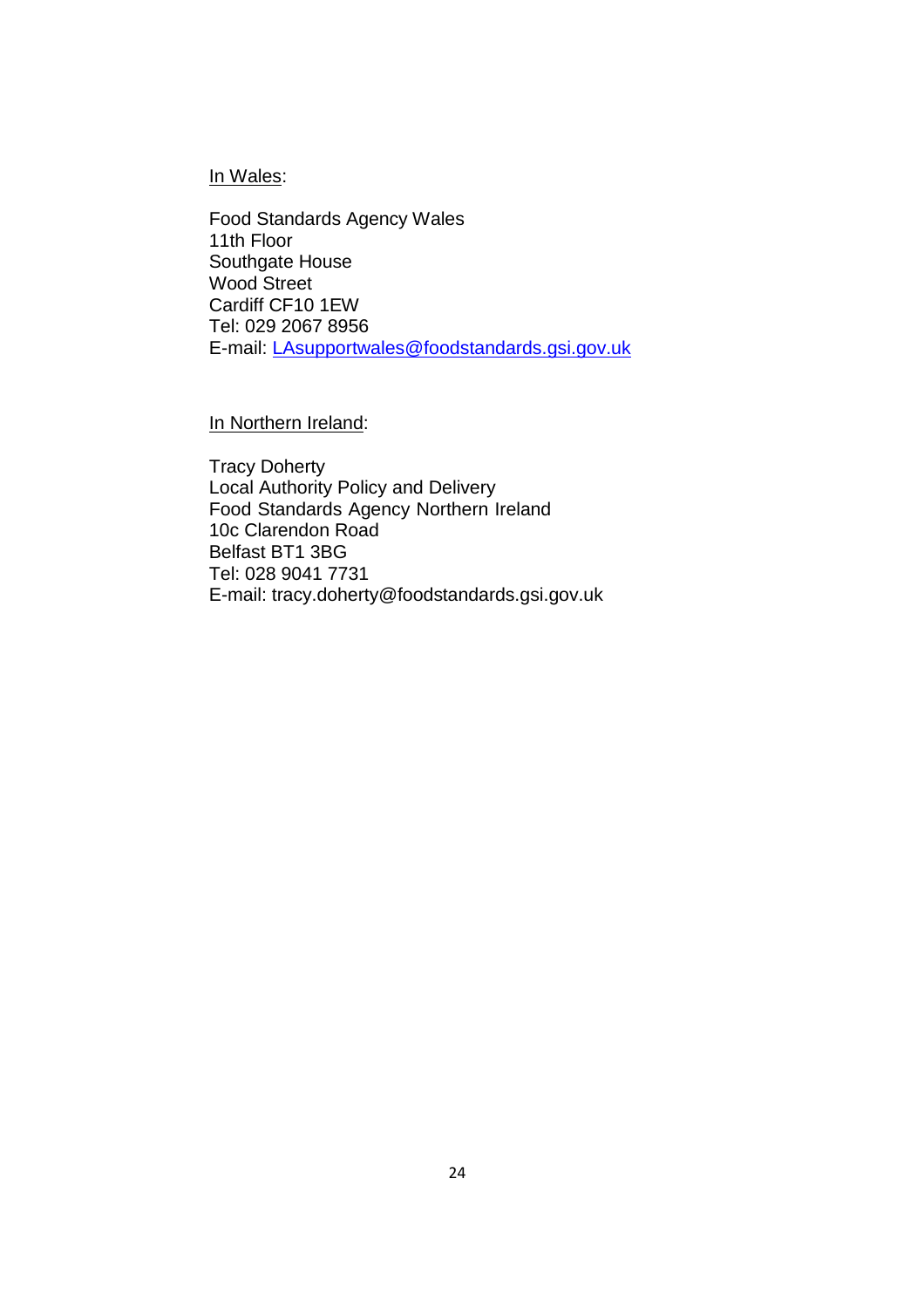In Wales:

Food Standards Agency Wales
11th Floor
Southgate House
Wood Street
Cardiff CF10 1EW
Tel: 029 2067 8956
E-mail: LAsupportwales@foodstandards.gsi.gov.uk

In Northern Ireland:

Tracy Doherty
Local Authority Policy and Delivery
Food Standards Agency Northern Ireland
10c Clarendon Road
Belfast BT1 3BG
Tel: 028 9041 7731
E-mail: tracy.doherty@foodstandards.gsi.gov.uk